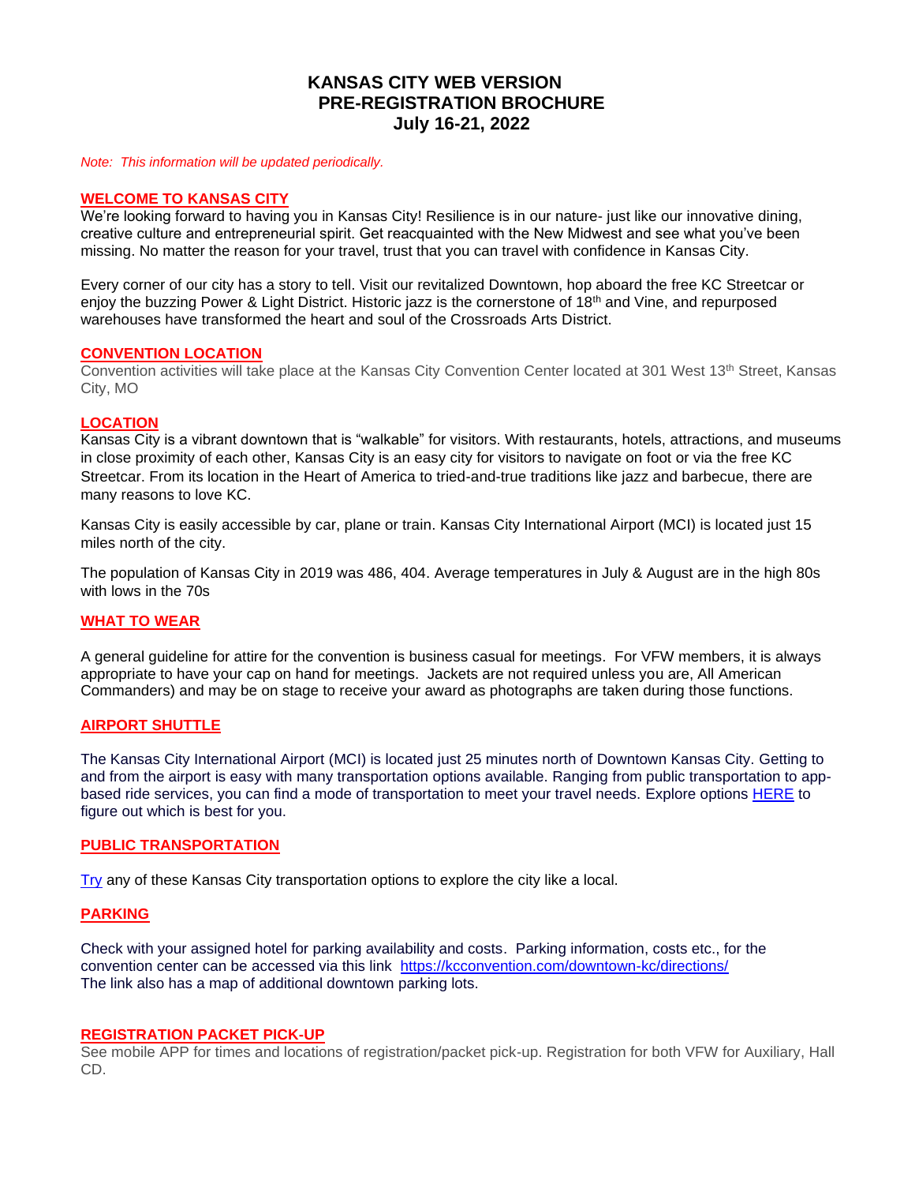# KANSAS CITY WEB VERSION
# PRE-REGISTRATION BROCHURE
# July 16-21, 2022

*Note: This information will be updated periodically.*

## WELCOME TO KANSAS CITY

We're looking forward to having you in Kansas City! Resilience is in our nature- just like our innovative dining, creative culture and entrepreneurial spirit. Get reacquainted with the New Midwest and see what you've been missing. No matter the reason for your travel, trust that you can travel with confidence in Kansas City.

Every corner of our city has a story to tell. Visit our revitalized Downtown, hop aboard the free KC Streetcar or enjoy the buzzing Power & Light District. Historic jazz is the cornerstone of 18th and Vine, and repurposed warehouses have transformed the heart and soul of the Crossroads Arts District.

## CONVENTION LOCATION

Convention activities will take place at the Kansas City Convention Center located at 301 West 13th Street, Kansas City, MO

## LOCATION

Kansas City is a vibrant downtown that is "walkable" for visitors. With restaurants, hotels, attractions, and museums in close proximity of each other, Kansas City is an easy city for visitors to navigate on foot or via the free KC Streetcar. From its location in the Heart of America to tried-and-true traditions like jazz and barbecue, there are many reasons to love KC.

Kansas City is easily accessible by car, plane or train. Kansas City International Airport (MCI) is located just 15 miles north of the city.

The population of Kansas City in 2019 was 486, 404. Average temperatures in July & August are in the high 80s with lows in the 70s

## WHAT TO WEAR

A general guideline for attire for the convention is business casual for meetings. For VFW members, it is always appropriate to have your cap on hand for meetings. Jackets are not required unless you are, All American Commanders) and may be on stage to receive your award as photographs are taken during those functions.

## AIRPORT SHUTTLE

The Kansas City International Airport (MCI) is located just 25 minutes north of Downtown Kansas City. Getting to and from the airport is easy with many transportation options available. Ranging from public transportation to app-based ride services, you can find a mode of transportation to meet your travel needs. Explore options HERE to figure out which is best for you.

## PUBLIC TRANSPORTATION

Try any of these Kansas City transportation options to explore the city like a local.

## PARKING

Check with your assigned hotel for parking availability and costs. Parking information, costs etc., for the convention center can be accessed via this link https://kcconvention.com/downtown-kc/directions/
The link also has a map of additional downtown parking lots.

## REGISTRATION PACKET PICK-UP

See mobile APP for times and locations of registration/packet pick-up. Registration for both VFW for Auxiliary, Hall CD.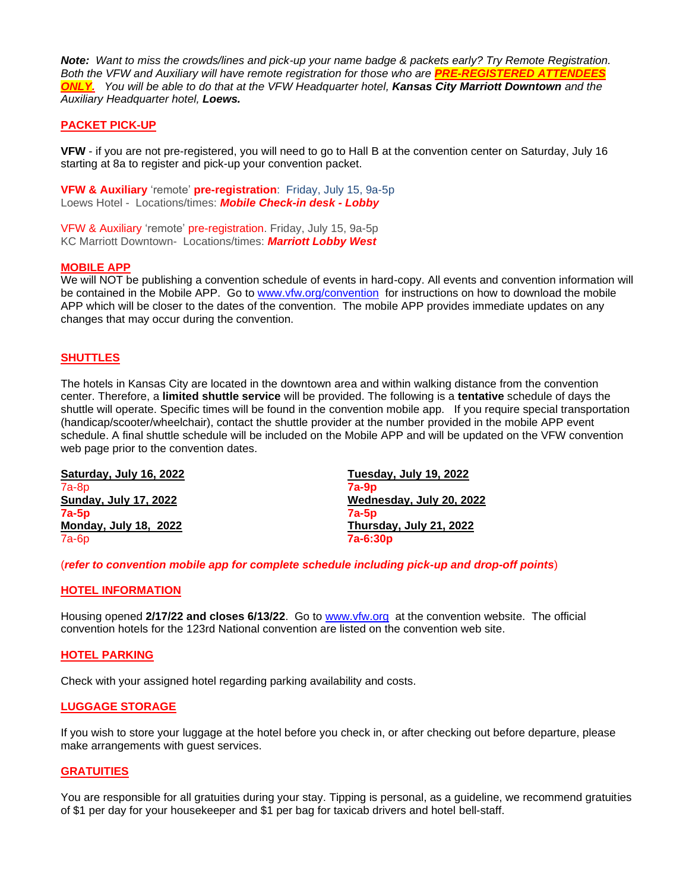***Note:*** *Want to miss the crowds/lines and pick-up your name badge & packets early? Try Remote Registration. Both the VFW and Auxiliary will have remote registration for those who are* ***PRE-REGISTERED ATTENDEES ONLY.*** *You will be able to do that at the VFW Headquarter hotel,* ***Kansas City Marriott Downtown*** *and the Auxiliary Headquarter hotel,* ***Loews.***

## PACKET PICK-UP

**VFW** - if you are not pre-registered, you will need to go to Hall B at the convention center on Saturday, July 16 starting at 8a to register and pick-up your convention packet.

**VFW & Auxiliary** 'remote' **pre-registration**: Friday, July 15, 9a-5p
Loews Hotel - Locations/times: ***Mobile Check-in desk - Lobby***

VFW & Auxiliary 'remote' pre-registration. Friday, July 15, 9a-5p
KC Marriott Downtown- Locations/times: ***Marriott Lobby West***

## MOBILE APP

We will NOT be publishing a convention schedule of events in hard-copy. All events and convention information will be contained in the Mobile APP. Go to www.vfw.org/convention for instructions on how to download the mobile APP which will be closer to the dates of the convention. The mobile APP provides immediate updates on any changes that may occur during the convention.

## SHUTTLES

The hotels in Kansas City are located in the downtown area and within walking distance from the convention center. Therefore, a **limited shuttle service** will be provided. The following is a **tentative** schedule of days the shuttle will operate. Specific times will be found in the convention mobile app. If you require special transportation (handicap/scooter/wheelchair), contact the shuttle provider at the number provided in the mobile APP event schedule. A final shuttle schedule will be included on the Mobile APP and will be updated on the VFW convention web page prior to the convention dates.

**Saturday, July 16, 2022**
7a-8p
**Sunday, July 17, 2022**
**7a-5p**
**Monday, July 18, 2022**
7a-6p

**Tuesday, July 19, 2022**
**7a-9p**
**Wednesday, July 20, 2022**
**7a-5p**
**Thursday, July 21, 2022**
**7a-6:30p**

(***refer to convention mobile app for complete schedule including pick-up and drop-off points***)

## HOTEL INFORMATION

Housing opened **2/17/22 and closes 6/13/22**. Go to www.vfw.org at the convention website. The official convention hotels for the 123rd National convention are listed on the convention web site.

## HOTEL PARKING

Check with your assigned hotel regarding parking availability and costs.

## LUGGAGE STORAGE

If you wish to store your luggage at the hotel before you check in, or after checking out before departure, please make arrangements with guest services.

## GRATUITIES

You are responsible for all gratuities during your stay. Tipping is personal, as a guideline, we recommend gratuities of $1 per day for your housekeeper and $1 per bag for taxicab drivers and hotel bell-staff.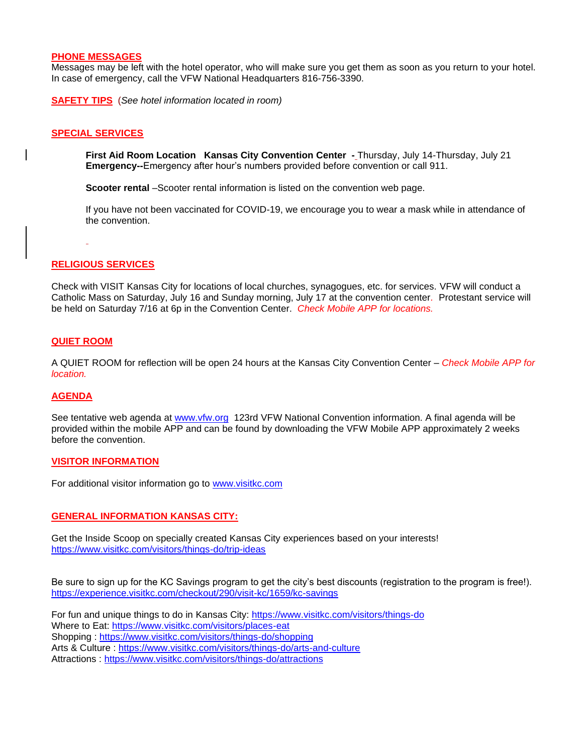**PHONE MESSAGES**

Messages may be left with the hotel operator, who will make sure you get them as soon as you return to your hotel. In case of emergency, call the VFW National Headquarters 816-756-3390.

**SAFETY TIPS** (*See hotel information located in room)*

**SPECIAL SERVICES**

**First Aid Room Location Kansas City Convention Center -** Thursday, July 14-Thursday, July 21
**Emergency--**Emergency after hour's numbers provided before convention or call 911.

**Scooter rental** –Scooter rental information is listed on the convention web page.

If you have not been vaccinated for COVID-19, we encourage you to wear a mask while in attendance of the convention.

**RELIGIOUS SERVICES**

Check with VISIT Kansas City for locations of local churches, synagogues, etc. for services. VFW will conduct a Catholic Mass on Saturday, July 16 and Sunday morning, July 17 at the convention center. Protestant service will be held on Saturday 7/16 at 6p in the Convention Center. *Check Mobile APP for locations.*

**QUIET ROOM**

A QUIET ROOM for reflection will be open 24 hours at the Kansas City Convention Center – *Check Mobile APP for location.*

**AGENDA**

See tentative web agenda at www.vfw.org 123rd VFW National Convention information. A final agenda will be provided within the mobile APP and can be found by downloading the VFW Mobile APP approximately 2 weeks before the convention.

**VISITOR INFORMATION**

For additional visitor information go to www.visitkc.com

**GENERAL INFORMATION KANSAS CITY:**

Get the Inside Scoop on specially created Kansas City experiences based on your interests!
https://www.visitkc.com/visitors/things-do/trip-ideas

Be sure to sign up for the KC Savings program to get the city's best discounts (registration to the program is free!).
https://experience.visitkc.com/checkout/290/visit-kc/1659/kc-savings

For fun and unique things to do in Kansas City: https://www.visitkc.com/visitors/things-do
Where to Eat: https://www.visitkc.com/visitors/places-eat
Shopping : https://www.visitkc.com/visitors/things-do/shopping
Arts & Culture : https://www.visitkc.com/visitors/things-do/arts-and-culture
Attractions : https://www.visitkc.com/visitors/things-do/attractions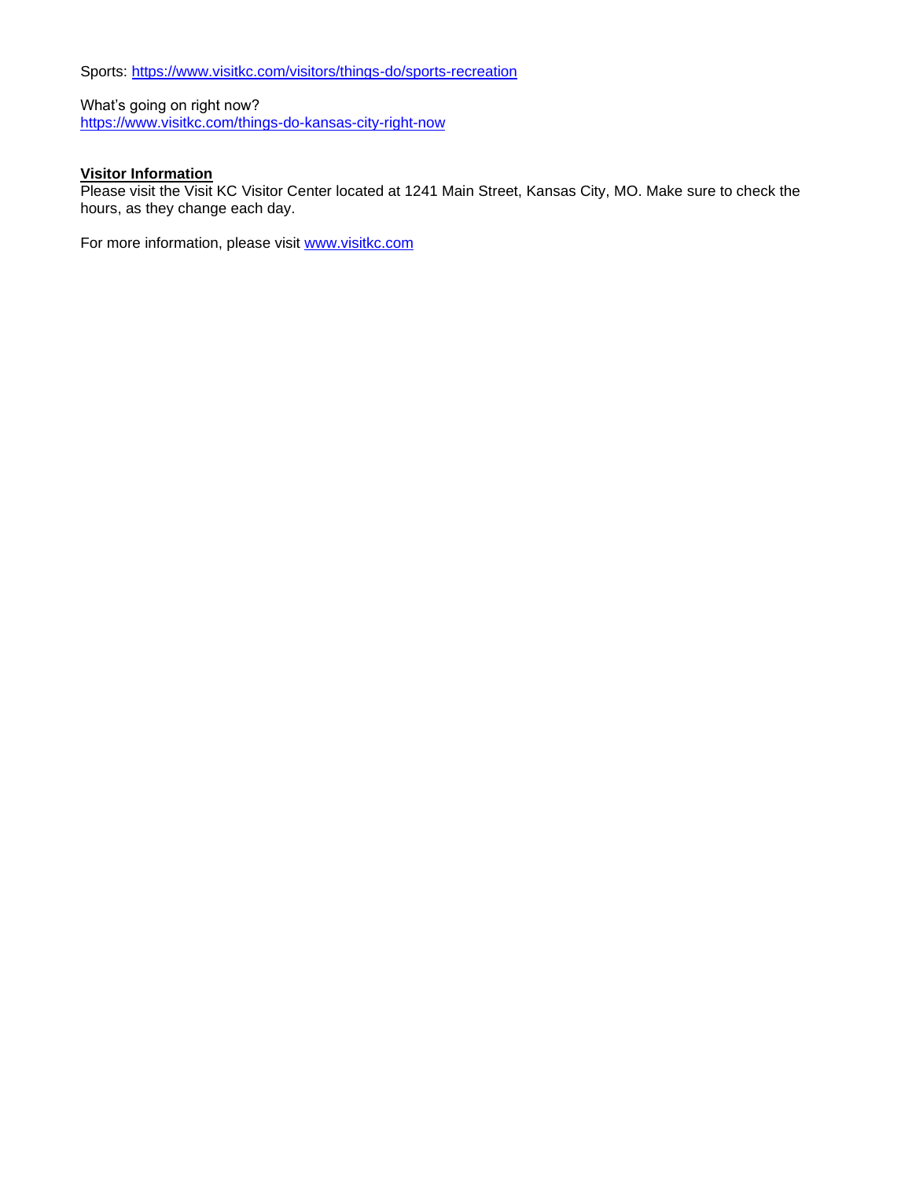Sports: [https://www.visitkc.com/visitors/things-do/sports-recreation](https://www.visitkc.com/visitors/things-do/sports-recreation)

What's going on right now?
[https://www.visitkc.com/things-do-kansas-city-right-now](https://www.visitkc.com/things-do-kansas-city-right-now)

**Visitor Information**

Please visit the Visit KC Visitor Center located at 1241 Main Street, Kansas City, MO. Make sure to check the hours, as they change each day.

For more information, please visit [www.visitkc.com](http://www.visitkc.com)